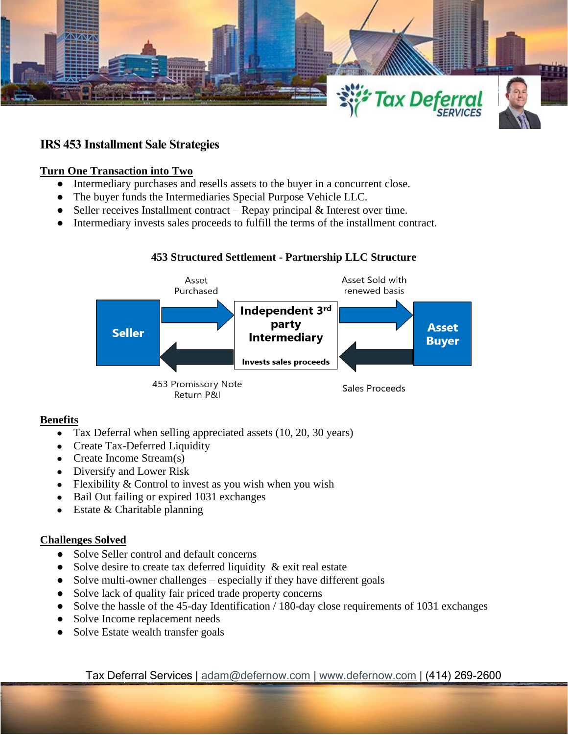# IRS 453 Installment Sale Strategies

## Turn One Transaction into Two

- Intermediary purchases and resells assets to the buyer in a concurrent close.
- The buyer funds the Intermediaries Special Purpose Vehicle LLC.
- Seller receives Installment contract – Repay principal & Interest over time.
- Intermediary invests sales proceeds to fulfill the terms of the installment contract.

### 453 Structured Settlement - Partnership LLC Structure

Seller → Asset Purchased → **Independent 3rd party Intermediary** (Invests sales proceeds) → Asset Sold with renewed basis → **Asset Buyer**

Asset Buyer → Sales Proceeds → Intermediary → 453 Promissory Note Return P&I → Seller

## Benefits

- Tax Deferral when selling appreciated assets (10, 20, 30 years)
- Create Tax-Deferred Liquidity
- Create Income Stream(s)
- Diversify and Lower Risk
- Flexibility & Control to invest as you wish when you wish
- Bail Out failing or expired 1031 exchanges
- Estate & Charitable planning

## Challenges Solved

- Solve Seller control and default concerns
- Solve desire to create tax deferred liquidity & exit real estate
- Solve multi-owner challenges – especially if they have different goals
- Solve lack of quality fair priced trade property concerns
- Solve the hassle of the 45-day Identification / 180-day close requirements of 1031 exchanges
- Solve Income replacement needs
- Solve Estate wealth transfer goals

Tax Deferral Services | adam@defernow.com | www.defernow.com | (414) 269-2600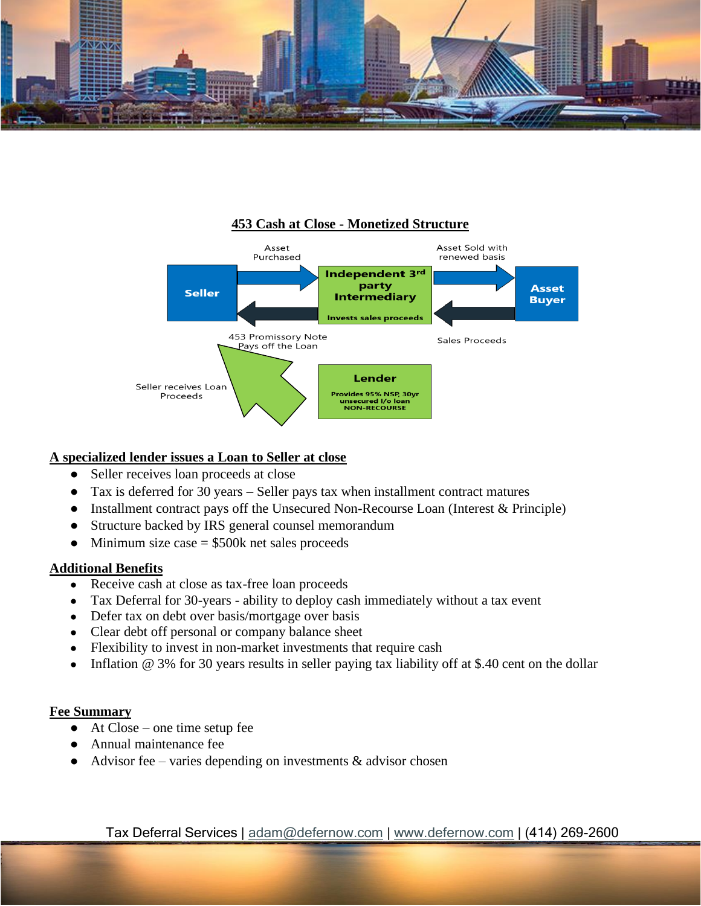## 453 Cash at Close - Monetized Structure

Asset Purchased

Asset Sold with renewed basis

Seller

Independent 3rd party Intermediary

Invests sales proceeds

Asset Buyer

453 Promissory Note Pays off the Loan

Sales Proceeds

Seller receives Loan Proceeds

Lender

Provides 95% NSP, 30yr unsecured I/o loan NON-RECOURSE

### A specialized lender issues a Loan to Seller at close

- Seller receives loan proceeds at close
- Tax is deferred for 30 years – Seller pays tax when installment contract matures
- Installment contract pays off the Unsecured Non-Recourse Loan (Interest & Principle)
- Structure backed by IRS general counsel memorandum
- Minimum size case = $500k net sales proceeds

### Additional Benefits

- Receive cash at close as tax-free loan proceeds
- Tax Deferral for 30-years - ability to deploy cash immediately without a tax event
- Defer tax on debt over basis/mortgage over basis
- Clear debt off personal or company balance sheet
- Flexibility to invest in non-market investments that require cash
- Inflation @ 3% for 30 years results in seller paying tax liability off at $.40 cent on the dollar

### Fee Summary

- At Close – one time setup fee
- Annual maintenance fee
- Advisor fee – varies depending on investments & advisor chosen

Tax Deferral Services | adam@defernow.com | www.defernow.com | (414) 269-2600